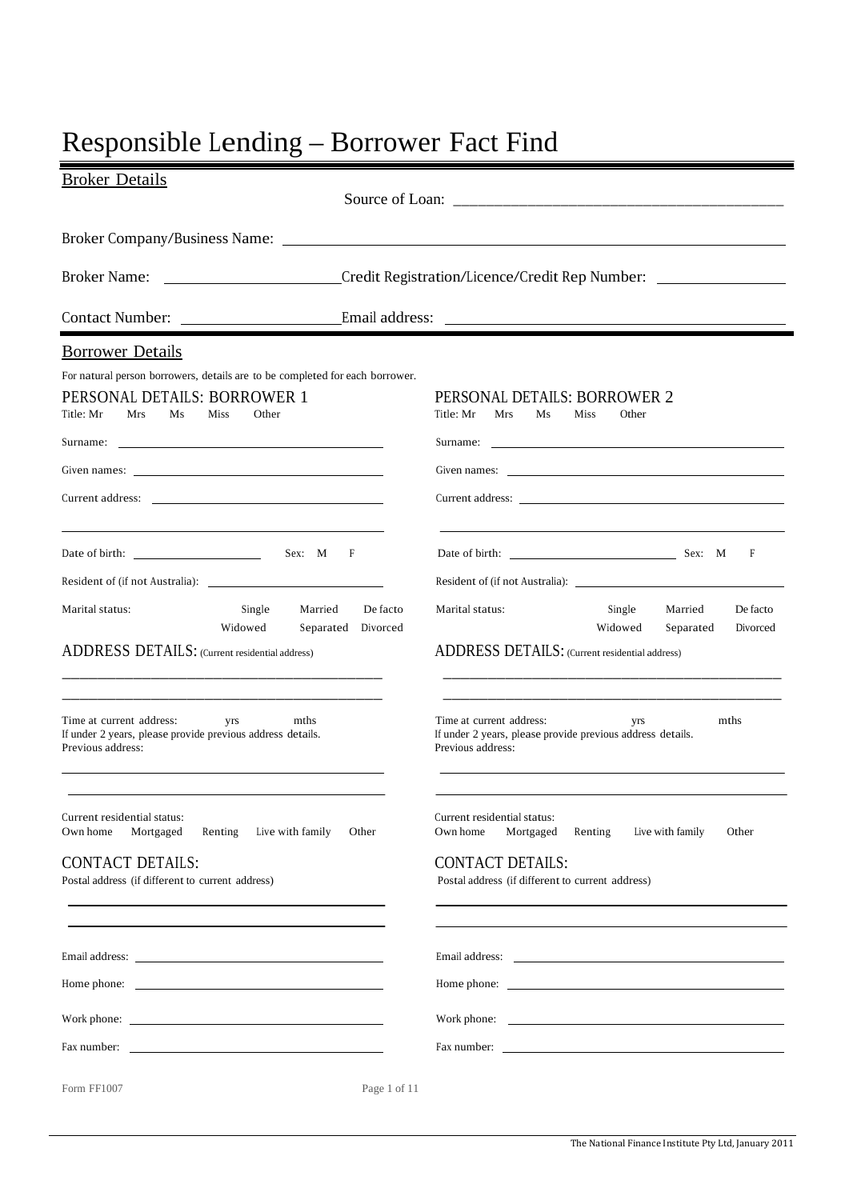# Responsible Lending – Borrower Fact Find

## Broker Details

Source of Loan: ___________________________________________

Broker Company/Business Name: ___________________________________________

Broker Name: _______________________ Credit Registration/Licence/Credit Rep Number: _________________

Contact Number: ____________________ Email address: ___________________________________________

## Borrower Details

For natural person borrowers, details are to be completed for each borrower.

### PERSONAL DETAILS: BORROWER 1

Title: Mr Mrs Ms Miss Other

Surname: ___________________________________________

Given names: ___________________________________________

Current address: ___________________________________________

___________________________________________

Date of birth: ______________________ Sex: M F

Resident of (if not Australia): ___________________________________________

Marital status: Single Married De facto Widowed Separated Divorced

### ADDRESS DETAILS: (Current residential address)

___________________________________________

___________________________________________

Time at current address: yrs mths
If under 2 years, please provide previous address details.
Previous address:

___________________________________________

___________________________________________

Current residential status:
Own home Mortgaged Renting Live with family Other

### CONTACT DETAILS:

Postal address (if different to current address)

___________________________________________

___________________________________________

Email address: ___________________________________________

Home phone: ___________________________________________

Work phone: ___________________________________________

Fax number: ___________________________________________

### PERSONAL DETAILS: BORROWER 2

Title: Mr Mrs Ms Miss Other

Surname: ___________________________________________

Given names: ___________________________________________

Current address: ___________________________________________

___________________________________________

Date of birth: ______________________ Sex: M F

Resident of (if not Australia): ___________________________________________

Marital status: Single Married De facto Widowed Separated Divorced

### ADDRESS DETAILS: (Current residential address)

___________________________________________

___________________________________________

Time at current address: yrs mths
If under 2 years, please provide previous address details.
Previous address:

___________________________________________

___________________________________________

Current residential status:
Own home Mortgaged Renting Live with family Other

### CONTACT DETAILS:

Postal address (if different to current address)

___________________________________________

___________________________________________

Email address: ___________________________________________

Home phone: ___________________________________________

Work phone: ___________________________________________

Fax number: ___________________________________________

Form FF1007

The National Finance Institute Pty Ltd, January 2011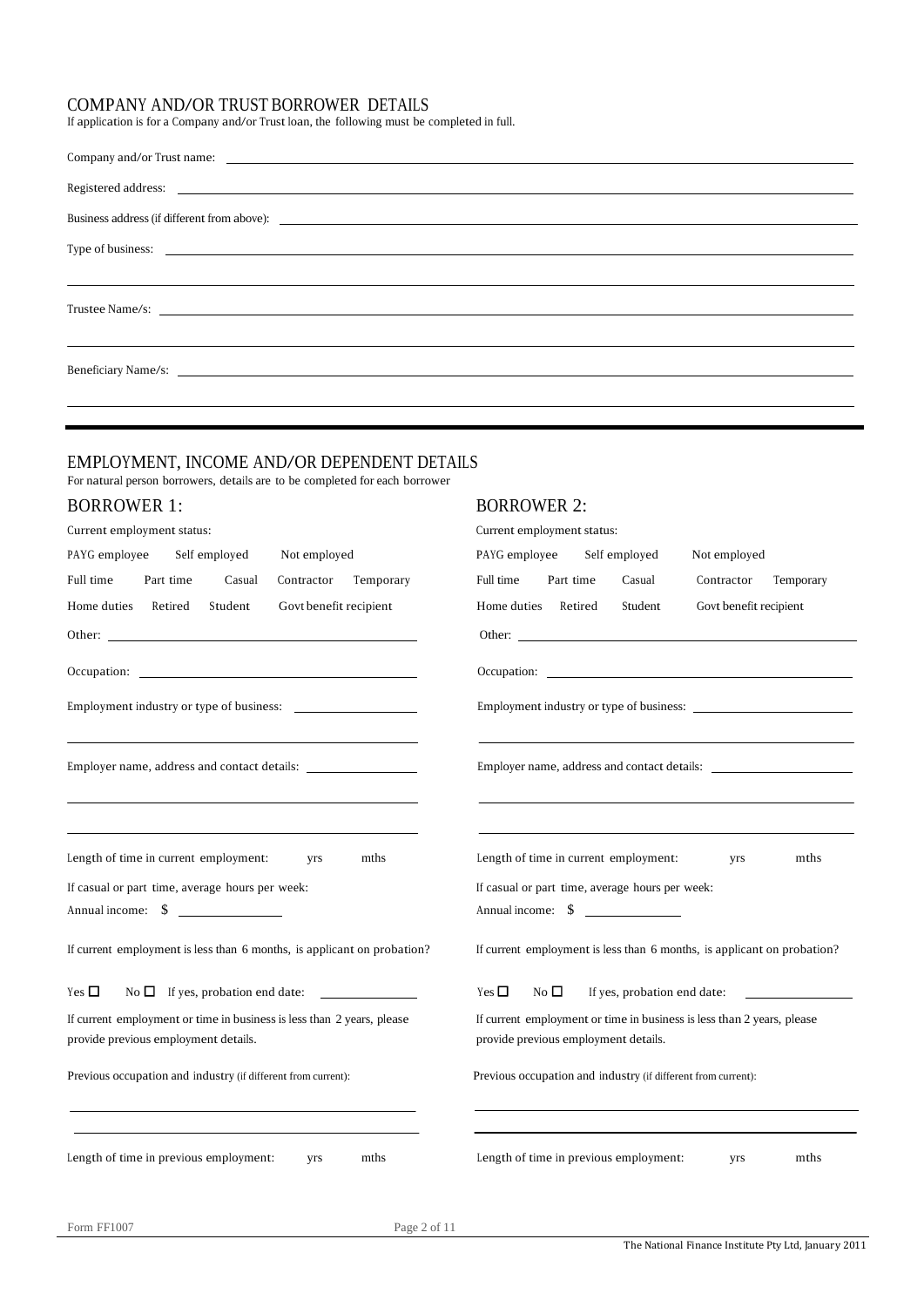## COMPANY AND/OR TRUST BORROWER DETAILS

If application is for a Company and/or Trust loan, the following must be completed in full.

Company and/or Trust name: \_\_\_\_\_\_\_\_\_\_\_\_\_\_\_\_\_\_\_\_\_\_\_\_\_\_\_\_\_\_\_\_\_\_\_\_\_\_\_\_

Registered address: \_\_\_\_\_\_\_\_\_\_\_\_\_\_\_\_\_\_\_\_\_\_\_\_\_\_\_\_\_\_\_\_\_\_\_\_\_\_\_\_

Business address (if different from above): \_\_\_\_\_\_\_\_\_\_\_\_\_\_\_\_\_\_\_\_\_\_\_\_\_\_\_\_\_\_\_\_\_\_\_\_\_\_\_\_

Type of business: \_\_\_\_\_\_\_\_\_\_\_\_\_\_\_\_\_\_\_\_\_\_\_\_\_\_\_\_\_\_\_\_\_\_\_\_\_\_\_\_

\_\_\_\_\_\_\_\_\_\_\_\_\_\_\_\_\_\_\_\_\_\_\_\_\_\_\_\_\_\_\_\_\_\_\_\_\_\_\_\_

Trustee Name/s: \_\_\_\_\_\_\_\_\_\_\_\_\_\_\_\_\_\_\_\_\_\_\_\_\_\_\_\_\_\_\_\_\_\_\_\_\_\_\_\_

\_\_\_\_\_\_\_\_\_\_\_\_\_\_\_\_\_\_\_\_\_\_\_\_\_\_\_\_\_\_\_\_\_\_\_\_\_\_\_\_

Beneficiary Name/s: \_\_\_\_\_\_\_\_\_\_\_\_\_\_\_\_\_\_\_\_\_\_\_\_\_\_\_\_\_\_\_\_\_\_\_\_\_\_\_\_

\_\_\_\_\_\_\_\_\_\_\_\_\_\_\_\_\_\_\_\_\_\_\_\_\_\_\_\_\_\_\_\_\_\_\_\_\_\_\_\_

---

## EMPLOYMENT, INCOME AND/OR DEPENDENT DETAILS

For natural person borrowers, details are to be completed for each borrower

### BORROWER 1:

Current employment status:

PAYG employee Self employed Not employed

Full time Part time Casual Contractor Temporary

Home duties Retired Student Govt benefit recipient

Other: \_\_\_\_\_\_\_\_\_\_\_\_\_\_\_\_\_\_\_\_

Occupation: \_\_\_\_\_\_\_\_\_\_\_\_\_\_\_\_\_\_\_\_

Employment industry or type of business: \_\_\_\_\_\_\_\_\_\_\_\_\_\_\_\_\_\_\_\_

\_\_\_\_\_\_\_\_\_\_\_\_\_\_\_\_\_\_\_\_

Employer name, address and contact details: \_\_\_\_\_\_\_\_\_\_\_\_\_\_\_\_\_\_\_\_

\_\_\_\_\_\_\_\_\_\_\_\_\_\_\_\_\_\_\_\_

\_\_\_\_\_\_\_\_\_\_\_\_\_\_\_\_\_\_\_\_

Length of time in current employment: yrs mths

If casual or part time, average hours per week:

Annual income: $ \_\_\_\_\_\_\_\_\_\_\_\_\_\_\_\_\_\_\_\_

If current employment is less than 6 months, is applicant on probation?

Yes ☐ No ☐ If yes, probation end date: \_\_\_\_\_\_\_\_\_\_\_\_\_\_\_\_\_\_\_\_

If current employment or time in business is less than 2 years, please provide previous employment details.

Previous occupation and industry (if different from current):

\_\_\_\_\_\_\_\_\_\_\_\_\_\_\_\_\_\_\_\_

\_\_\_\_\_\_\_\_\_\_\_\_\_\_\_\_\_\_\_\_

Length of time in previous employment: yrs mths

### BORROWER 2:

Current employment status:

PAYG employee Self employed Not employed

Full time Part time Casual Contractor Temporary

Home duties Retired Student Govt benefit recipient

Other: \_\_\_\_\_\_\_\_\_\_\_\_\_\_\_\_\_\_\_\_

Occupation: \_\_\_\_\_\_\_\_\_\_\_\_\_\_\_\_\_\_\_\_

Employment industry or type of business: \_\_\_\_\_\_\_\_\_\_\_\_\_\_\_\_\_\_\_\_

\_\_\_\_\_\_\_\_\_\_\_\_\_\_\_\_\_\_\_\_

Employer name, address and contact details: \_\_\_\_\_\_\_\_\_\_\_\_\_\_\_\_\_\_\_\_

\_\_\_\_\_\_\_\_\_\_\_\_\_\_\_\_\_\_\_\_

\_\_\_\_\_\_\_\_\_\_\_\_\_\_\_\_\_\_\_\_

Length of time in current employment: yrs mths

If casual or part time, average hours per week:

Annual income: $ \_\_\_\_\_\_\_\_\_\_\_\_\_\_\_\_\_\_\_\_

If current employment is less than 6 months, is applicant on probation?

Yes ☐ No ☐ If yes, probation end date: \_\_\_\_\_\_\_\_\_\_\_\_\_\_\_\_\_\_\_\_

If current employment or time in business is less than 2 years, please provide previous employment details.

Previous occupation and industry (if different from current):

\_\_\_\_\_\_\_\_\_\_\_\_\_\_\_\_\_\_\_\_

\_\_\_\_\_\_\_\_\_\_\_\_\_\_\_\_\_\_\_\_

Length of time in previous employment: yrs mths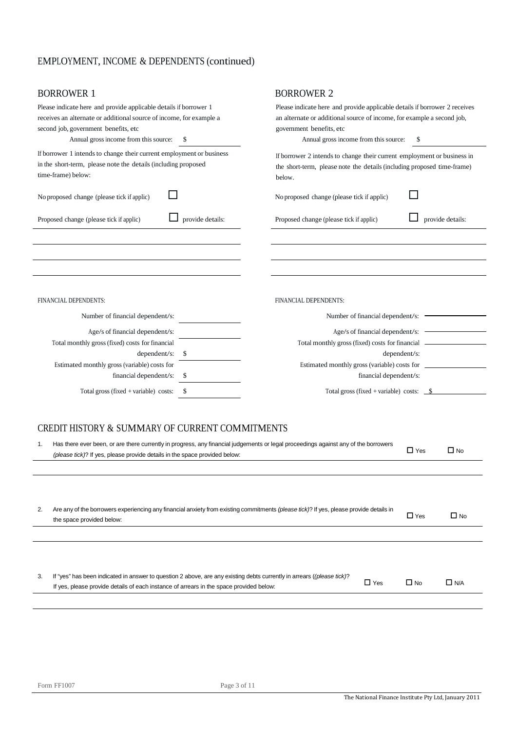## EMPLOYMENT, INCOME & DEPENDENTS (continued)

### BORROWER 1

Please indicate here and provide applicable details if borrower 1 receives an alternate or additional source of income, for example a second job, government benefits, etc

Annual gross income from this source: $ ____________

If borrower 1 intends to change their current employment or business in the short-term, please note the details (including proposed time-frame) below:

No proposed change (please tick if applic) ☐

Proposed change (please tick if applic) ☐ provide details: ____________

______________________________

______________________________

______________________________

FINANCIAL DEPENDENTS:

Number of financial dependent/s: ____________

Age/s of financial dependent/s: ____________

Total monthly gross (fixed) costs for financial dependent/s: $ ____________

Estimated monthly gross (variable) costs for financial dependent/s: $ ____________

Total gross (fixed + variable) costs: $ ____________

### BORROWER 2

Please indicate here and provide applicable details if borrower 2 receives an alternate or additional source of income, for example a second job, government benefits, etc

Annual gross income from this source: $ ____________

If borrower 2 intends to change their current employment or business in the short-term, please note the details (including proposed time-frame) below.

No proposed change (please tick if applic) ☐

Proposed change (please tick if applic) ☐ provide details: ____________

______________________________

______________________________

______________________________

FINANCIAL DEPENDENTS:

Number of financial dependent/s: ____________

Age/s of financial dependent/s: ____________

Total monthly gross (fixed) costs for financial dependent/s: ____________

Estimated monthly gross (variable) costs for financial dependent/s: ____________

Total gross (fixed + variable) costs: $ ____________

## CREDIT HISTORY & SUMMARY OF CURRENT COMMITMENTS

1. Has there ever been, or are there currently in progress, any financial judgements or legal proceedings against any of the borrowers *(please tick)*? If yes, please provide details in the space provided below: ☐ Yes ☐ No

______________________________

2. Are any of the borrowers experiencing any financial anxiety from existing commitments *(please tick)*? If yes, please provide details in the space provided below: ☐ Yes ☐ No

______________________________

3. If "yes" has been indicated in answer to question 2 above, are any existing debts currently in arrears (*(please tick)*? If yes, please provide details of each instance of arrears in the space provided below: ☐ Yes ☐ No ☐ N/A

______________________________

Form FF1007

The National Finance Institute Pty Ltd, January 2011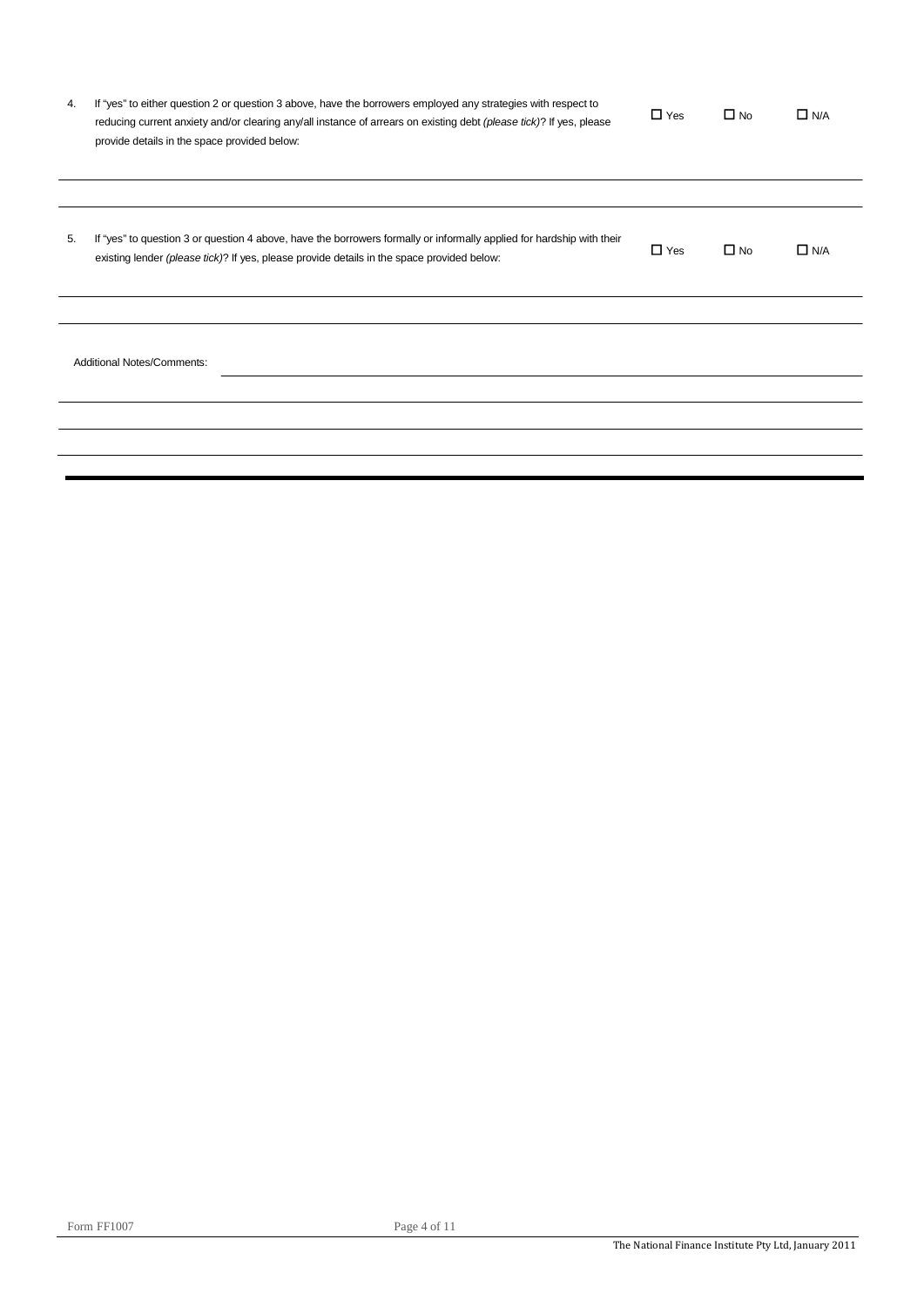4. If "yes" to either question 2 or question 3 above, have the borrowers employed any strategies with respect to reducing current anxiety and/or clearing any/all instance of arrears on existing debt *(please tick)*? If yes, please provide details in the space provided below:

☐ Yes ☐ No ☐ N/A

_______________________________________________________________________________

_______________________________________________________________________________

5. If "yes" to question 3 or question 4 above, have the borrowers formally or informally applied for hardship with their existing lender *(please tick)*? If yes, please provide details in the space provided below:

☐ Yes ☐ No ☐ N/A

_______________________________________________________________________________

_______________________________________________________________________________

Additional Notes/Comments: ____________________________________________________

_______________________________________________________________________________

_______________________________________________________________________________

_______________________________________________________________________________

Form FF1007

The National Finance Institute Pty Ltd, January 2011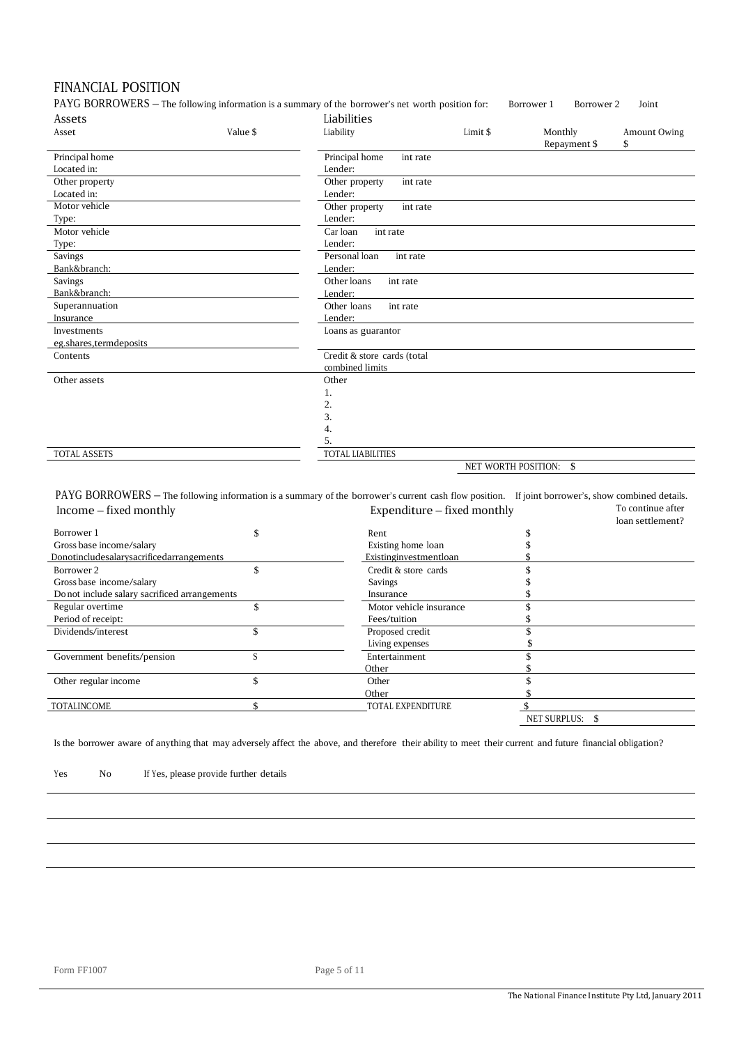# FINANCIAL POSITION

PAYG BORROWERS – The following information is a summary of the borrower's net worth position for: Borrower 1 Borrower 2 Joint

| Assets | | Liabilities | | | |
|---|---|---|---|---|---|
| Asset | Value $ | Liability | Limit $ | Monthly Repayment $ | Amount Owing $ |
| Principal home<br>Located in: | | Principal home int rate<br>Lender: | | | |
| Other property<br>Located in: | | Other property int rate<br>Lender: | | | |
| Motor vehicle<br>Type: | | Other property int rate<br>Lender: | | | |
| Motor vehicle<br>Type: | | Car loan int rate<br>Lender: | | | |
| Savings<br>Bank&branch: | | Personal loan int rate<br>Lender: | | | |
| Savings<br>Bank&branch: | | Other loans int rate<br>Lender: | | | |
| Superannuation<br>Insurance | | Other loans int rate<br>Lender: | | | |
| Investments<br>eg.shares,termdeposits | | Loans as guarantor | | | |
| Contents | | Credit & store cards (total combined limits | | | |
| Other assets | | Other<br>1.<br>2.<br>3.<br>4.<br>5. | | | |
| TOTAL ASSETS | | TOTAL LIABILITIES | | | |
| | | | NET WORTH POSITION: $ | | |

PAYG BORROWERS – The following information is a summary of the borrower's current cash flow position. If joint borrower's, show combined details.

| Income – fixed monthly | | Expenditure – fixed monthly | | To continue after loan settlement? |
|---|---|---|---|---|
| Borrower 1<br>Gross base income/salary<br>Donotincludesalarysacrificedarrangements | $ | Rent<br>Existing home loan<br>Existinginvestmentloan | $<br>$<br>$ | |
| Borrower 2<br>Gross base income/salary<br>Do not include salary sacrificed arrangements | $ | Credit & store cards<br>Savings<br>Insurance | $<br>$<br>$ | |
| Regular overtime<br>Period of receipt: | $ | Motor vehicle insurance<br>Fees/tuition | $<br>$ | |
| Dividends/interest | $ | Proposed credit<br>Living expenses | $<br>$ | |
| Government benefits/pension | $ | Entertainment<br>Other | $<br>$ | |
| Other regular income | $ | Other<br>Other | $<br>$ | |
| TOTALINCOME | $ | TOTAL EXPENDITURE | $ | |
| | | | NET SURPLUS: $ | |

Is the borrower aware of anything that may adversely affect the above, and therefore their ability to meet their current and future financial obligation?

Yes No If Yes, please provide further details

_______________________________________________

_______________________________________________

_______________________________________________

_______________________________________________

Form FF1007

The National Finance Institute Pty Ltd, January 2011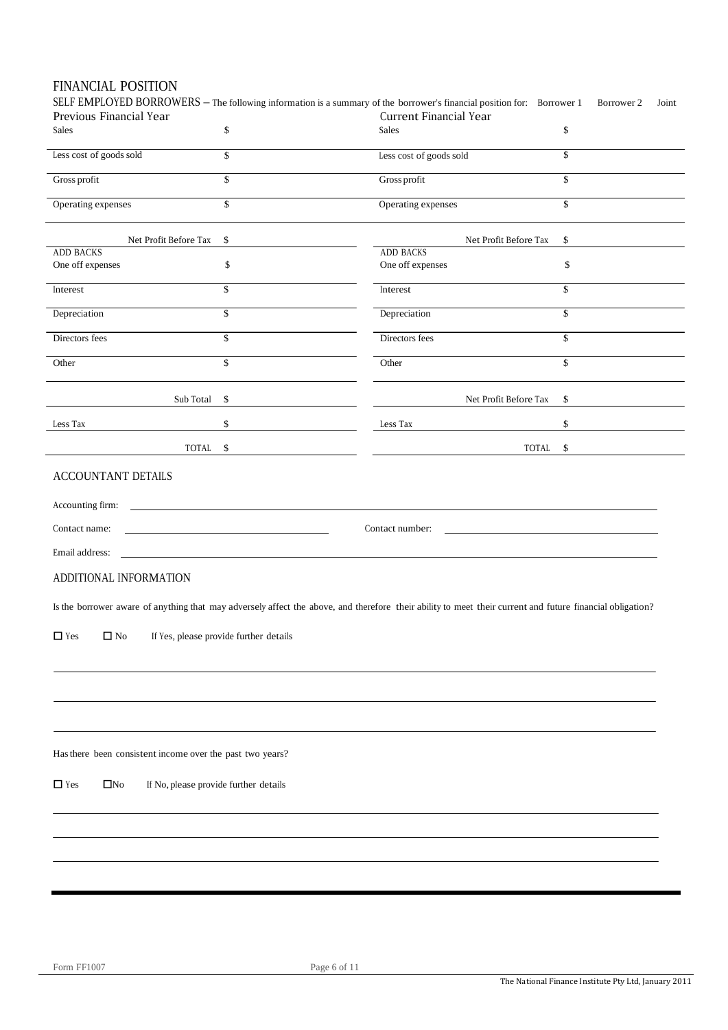## FINANCIAL POSITION

SELF EMPLOYED BORROWERS – The following information is a summary of the borrower's financial position for: Borrower 1 Borrower 2 Joint

| Previous Financial Year | | Current Financial Year | |
|---|---|---|---|
| Sales | $ | Sales | $ |
| Less cost of goods sold | $ | Less cost of goods sold | $ |
| Gross profit | $ | Gross profit | $ |
| Operating expenses | $ | Operating expenses | $ |
| Net Profit Before Tax | $ | Net Profit Before Tax | $ |
| ADD BACKS | | ADD BACKS | |
| One off expenses | $ | One off expenses | $ |
| Interest | $ | Interest | $ |
| Depreciation | $ | Depreciation | $ |
| Directors fees | $ | Directors fees | $ |
| Other | $ | Other | $ |
| Sub Total | $ | Net Profit Before Tax | $ |
| Less Tax | $ | Less Tax | $ |
| TOTAL | $ | TOTAL | $ |

### ACCOUNTANT DETAILS

Accounting firm: ____________________

Contact name: ____________________ Contact number: ____________________

Email address: ____________________

### ADDITIONAL INFORMATION

Is the borrower aware of anything that may adversely affect the above, and therefore their ability to meet their current and future financial obligation?

☐ Yes ☐ No If Yes, please provide further details

____________________

____________________

____________________

Has there been consistent income over the past two years?

☐ Yes ☐ No If No, please provide further details

____________________

____________________

____________________

Form FF1007

The National Finance Institute Pty Ltd, January 2011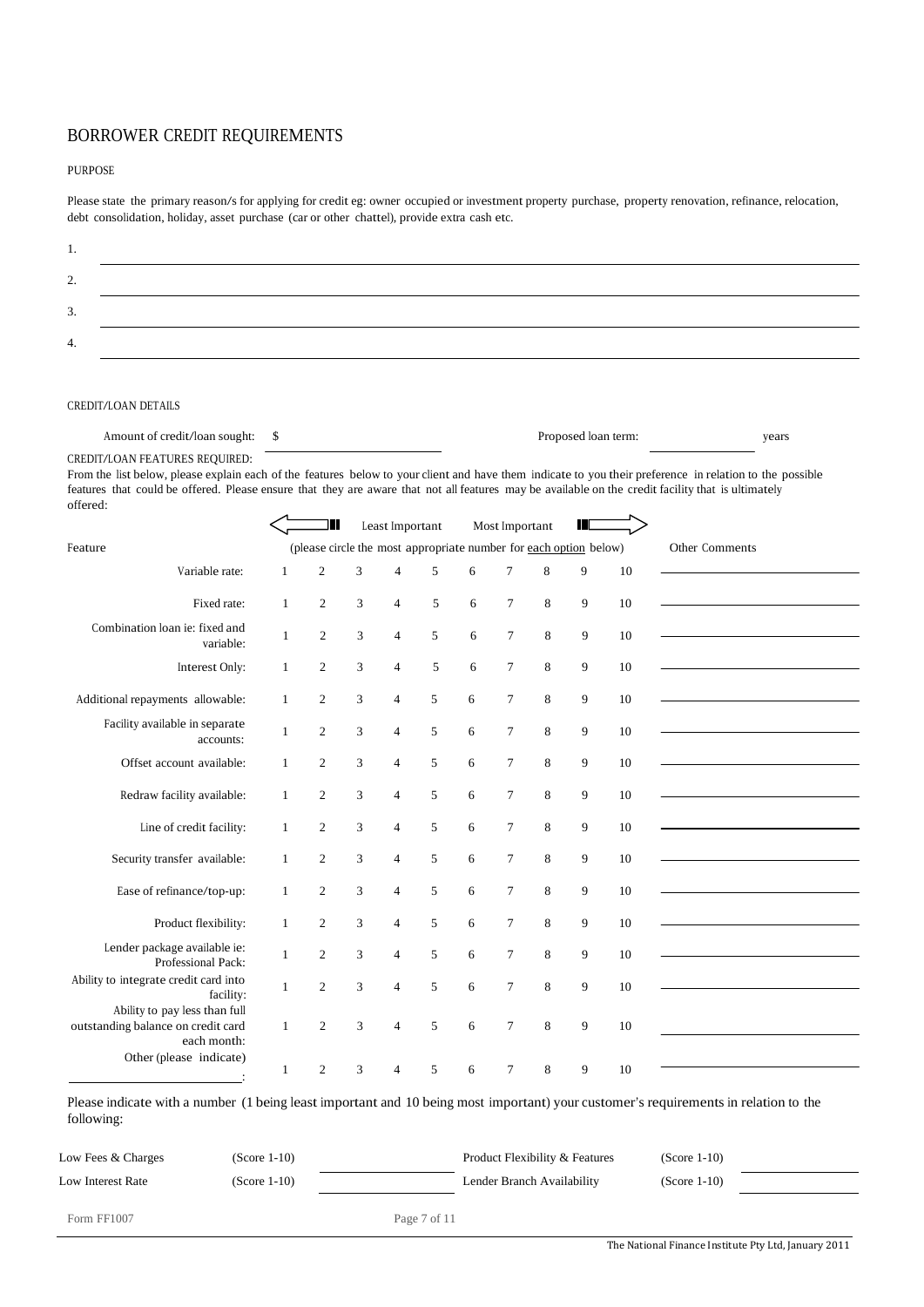# BORROWER CREDIT REQUIREMENTS

## PURPOSE

Please state the primary reason/s for applying for credit eg: owner occupied or investment property purchase, property renovation, refinance, relocation, debt consolidation, holiday, asset purchase (car or other chattel), provide extra cash etc.

1. ______________________________

2. ______________________________

3. ______________________________

4. ______________________________

## CREDIT/LOAN DETAILS

Amount of credit/loan sought: $ ______________ Proposed loan term: ______________ years

CREDIT/LOAN FEATURES REQUIRED:

From the list below, please explain each of the features below to your client and have them indicate to you their preference in relation to the possible features that could be offered. Please ensure that they are aware that not all features may be available on the credit facility that is ultimately offered:

| Feature | Least Important ← (please circle the most appropriate number for each option below) → Most Important | | | | | | | | | | Other Comments |
|---|---|---|---|---|---|---|---|---|---|---|---|
| Variable rate: | 1 | 2 | 3 | 4 | 5 | 6 | 7 | 8 | 9 | 10 | |
| Fixed rate: | 1 | 2 | 3 | 4 | 5 | 6 | 7 | 8 | 9 | 10 | |
| Combination loan ie: fixed and variable: | 1 | 2 | 3 | 4 | 5 | 6 | 7 | 8 | 9 | 10 | |
| Interest Only: | 1 | 2 | 3 | 4 | 5 | 6 | 7 | 8 | 9 | 10 | |
| Additional repayments allowable: | 1 | 2 | 3 | 4 | 5 | 6 | 7 | 8 | 9 | 10 | |
| Facility available in separate accounts: | 1 | 2 | 3 | 4 | 5 | 6 | 7 | 8 | 9 | 10 | |
| Offset account available: | 1 | 2 | 3 | 4 | 5 | 6 | 7 | 8 | 9 | 10 | |
| Redraw facility available: | 1 | 2 | 3 | 4 | 5 | 6 | 7 | 8 | 9 | 10 | |
| Line of credit facility: | 1 | 2 | 3 | 4 | 5 | 6 | 7 | 8 | 9 | 10 | |
| Security transfer available: | 1 | 2 | 3 | 4 | 5 | 6 | 7 | 8 | 9 | 10 | |
| Ease of refinance/top-up: | 1 | 2 | 3 | 4 | 5 | 6 | 7 | 8 | 9 | 10 | |
| Product flexibility: | 1 | 2 | 3 | 4 | 5 | 6 | 7 | 8 | 9 | 10 | |
| Lender package available ie: Professional Pack: | 1 | 2 | 3 | 4 | 5 | 6 | 7 | 8 | 9 | 10 | |
| Ability to integrate credit card into facility: | 1 | 2 | 3 | 4 | 5 | 6 | 7 | 8 | 9 | 10 | |
| Ability to pay less than full outstanding balance on credit card each month: | 1 | 2 | 3 | 4 | 5 | 6 | 7 | 8 | 9 | 10 | |
| Other (please indicate) ______________: | 1 | 2 | 3 | 4 | 5 | 6 | 7 | 8 | 9 | 10 | |

Please indicate with a number (1 being least important and 10 being most important) your customer's requirements in relation to the following:

| | | | | | |
|---|---|---|---|---|---|
| Low Fees & Charges | (Score 1-10) | ______ | Product Flexibility & Features | (Score 1-10) | ______ |
| Low Interest Rate | (Score 1-10) | ______ | Lender Branch Availability | (Score 1-10) | ______ |

Form FF1007

The National Finance Institute Pty Ltd, January 2011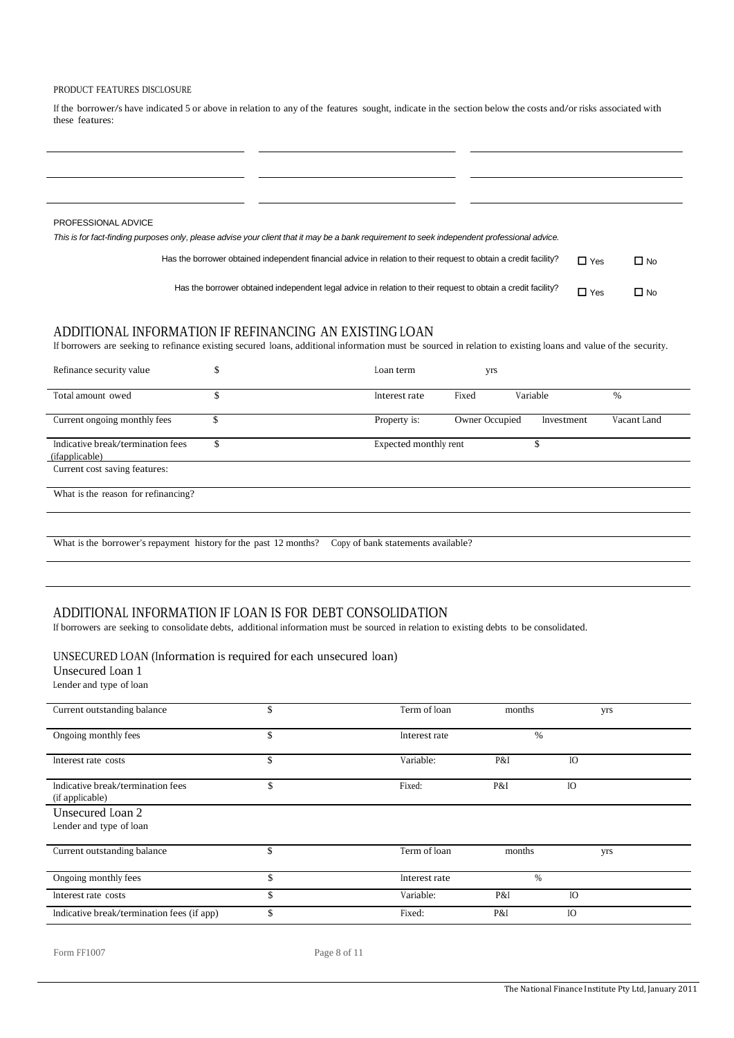PRODUCT FEATURES DISCLOSURE

If the borrower/s have indicated 5 or above in relation to any of the features sought, indicate in the section below the costs and/or risks associated with these features:

| | | |
|---|---|---|
| | | |
| | | |
| | | |

PROFESSIONAL ADVICE

*This is for fact-finding purposes only, please advise your client that it may be a bank requirement to seek independent professional advice.*

| | | |
|---|---|---|
| Has the borrower obtained independent financial advice in relation to their request to obtain a credit facility? | ☐ Yes | ☐ No |
| Has the borrower obtained independent legal advice in relation to their request to obtain a credit facility? | ☐ Yes | ☐ No |

## ADDITIONAL INFORMATION IF REFINANCING AN EXISTING LOAN

If borrowers are seeking to refinance existing secured loans, additional information must be sourced in relation to existing loans and value of the security.

| | | | | | | |
|---|---|---|---|---|---|---|
| Refinance security value | $ | Loan term | yrs | | | |
| Total amount owed | $ | Interest rate | Fixed | Variable | | % |
| Current ongoing monthly fees | $ | Property is: | Owner Occupied | Investment | | Vacant Land |
| Indicative break/termination fees (ifapplicable) | $ | Expected monthly rent | | $ | | |
| Current cost saving features: | | | | | | |

What is the reason for refinancing?

What is the borrower's repayment history for the past 12 months? Copy of bank statements available?

## ADDITIONAL INFORMATION IF LOAN IS FOR DEBT CONSOLIDATION

If borrowers are seeking to consolidate debts, additional information must be sourced in relation to existing debts to be consolidated.

### UNSECURED LOAN (Information is required for each unsecured loan)

**Unsecured Loan 1**

Lender and type of loan

| | | | | | |
|---|---|---|---|---|---|
| Current outstanding balance | $ | Term of loan | months | | yrs |
| Ongoing monthly fees | $ | Interest rate | % | | |
| Interest rate costs | $ | Variable: | P&I | IO | |
| Indicative break/termination fees (if applicable) | $ | Fixed: | P&I | IO | |

**Unsecured Loan 2**

Lender and type of loan

| | | | | | |
|---|---|---|---|---|---|
| Current outstanding balance | $ | Term of loan | months | | yrs |
| Ongoing monthly fees | $ | Interest rate | % | | |
| Interest rate costs | $ | Variable: | P&I | IO | |
| Indicative break/termination fees (if app) | $ | Fixed: | P&I | IO | |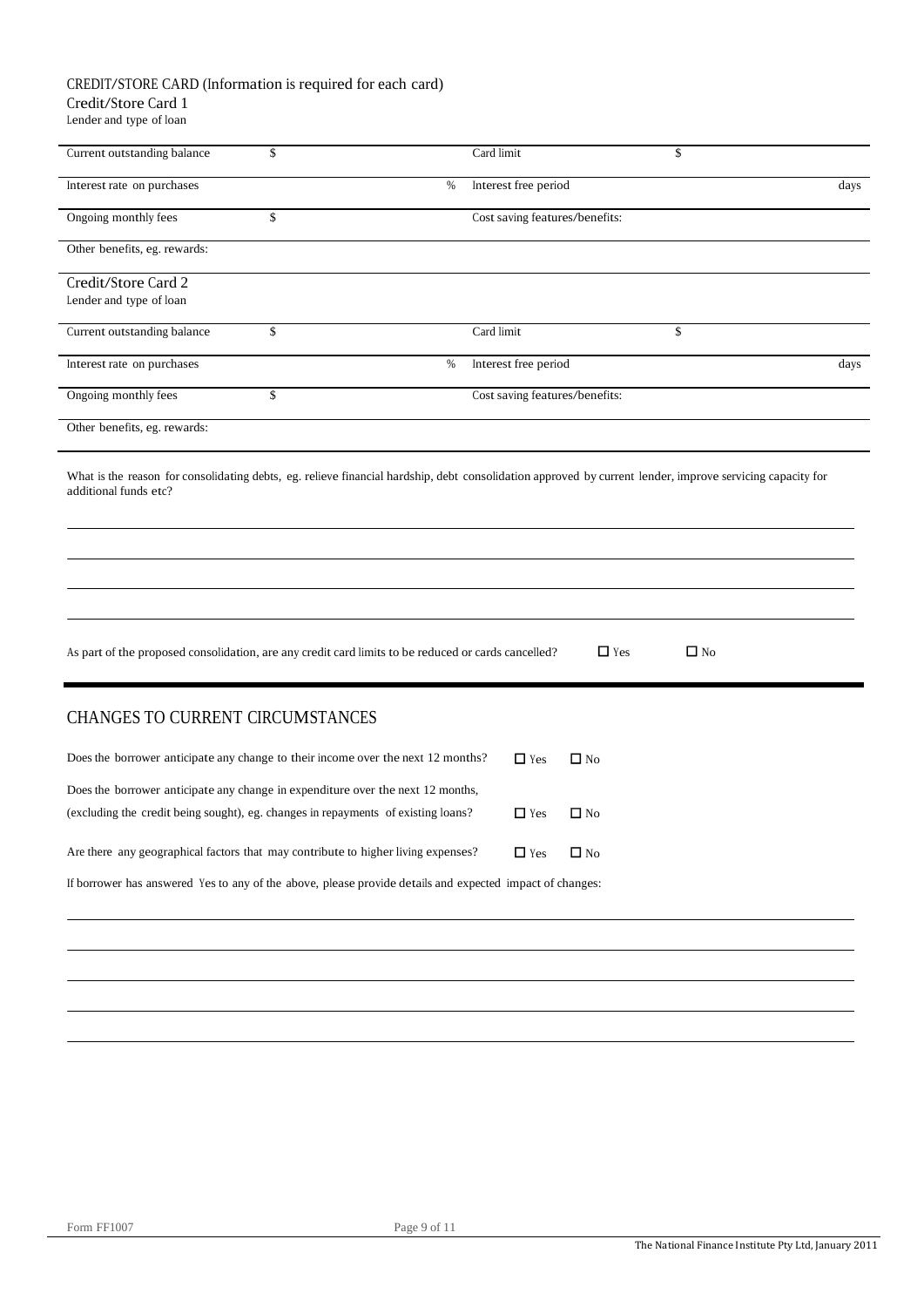CREDIT/STORE CARD (Information is required for each card)

Credit/Store Card 1

Lender and type of loan

| | | | |
|---|---|---|---|
| Current outstanding balance | $ | Card limit | $ |
| Interest rate on purchases | % | Interest free period | days |
| Ongoing monthly fees | $ | Cost saving features/benefits: | |
| Other benefits, eg. rewards: | | | |

Credit/Store Card 2

Lender and type of loan

| | | | |
|---|---|---|---|
| Current outstanding balance | $ | Card limit | $ |
| Interest rate on purchases | % | Interest free period | days |
| Ongoing monthly fees | $ | Cost saving features/benefits: | |
| Other benefits, eg. rewards: | | | |

What is the reason for consolidating debts, eg. relieve financial hardship, debt consolidation approved by current lender, improve servicing capacity for additional funds etc?

\_\_\_\_\_\_\_\_\_\_\_\_\_\_\_\_\_\_\_\_\_\_\_\_\_\_\_\_\_\_\_\_\_\_\_\_\_\_\_\_

\_\_\_\_\_\_\_\_\_\_\_\_\_\_\_\_\_\_\_\_\_\_\_\_\_\_\_\_\_\_\_\_\_\_\_\_\_\_\_\_

\_\_\_\_\_\_\_\_\_\_\_\_\_\_\_\_\_\_\_\_\_\_\_\_\_\_\_\_\_\_\_\_\_\_\_\_\_\_\_\_

\_\_\_\_\_\_\_\_\_\_\_\_\_\_\_\_\_\_\_\_\_\_\_\_\_\_\_\_\_\_\_\_\_\_\_\_\_\_\_\_

As part of the proposed consolidation, are any credit card limits to be reduced or cards cancelled? ☐ Yes ☐ No

## CHANGES TO CURRENT CIRCUMSTANCES

Does the borrower anticipate any change to their income over the next 12 months? ☐ Yes ☐ No

Does the borrower anticipate any change in expenditure over the next 12 months, (excluding the credit being sought), eg. changes in repayments of existing loans? ☐ Yes ☐ No

Are there any geographical factors that may contribute to higher living expenses? ☐ Yes ☐ No

If borrower has answered Yes to any of the above, please provide details and expected impact of changes:

\_\_\_\_\_\_\_\_\_\_\_\_\_\_\_\_\_\_\_\_\_\_\_\_\_\_\_\_\_\_\_\_\_\_\_\_\_\_\_\_

\_\_\_\_\_\_\_\_\_\_\_\_\_\_\_\_\_\_\_\_\_\_\_\_\_\_\_\_\_\_\_\_\_\_\_\_\_\_\_\_

\_\_\_\_\_\_\_\_\_\_\_\_\_\_\_\_\_\_\_\_\_\_\_\_\_\_\_\_\_\_\_\_\_\_\_\_\_\_\_\_

\_\_\_\_\_\_\_\_\_\_\_\_\_\_\_\_\_\_\_\_\_\_\_\_\_\_\_\_\_\_\_\_\_\_\_\_\_\_\_\_

\_\_\_\_\_\_\_\_\_\_\_\_\_\_\_\_\_\_\_\_\_\_\_\_\_\_\_\_\_\_\_\_\_\_\_\_\_\_\_\_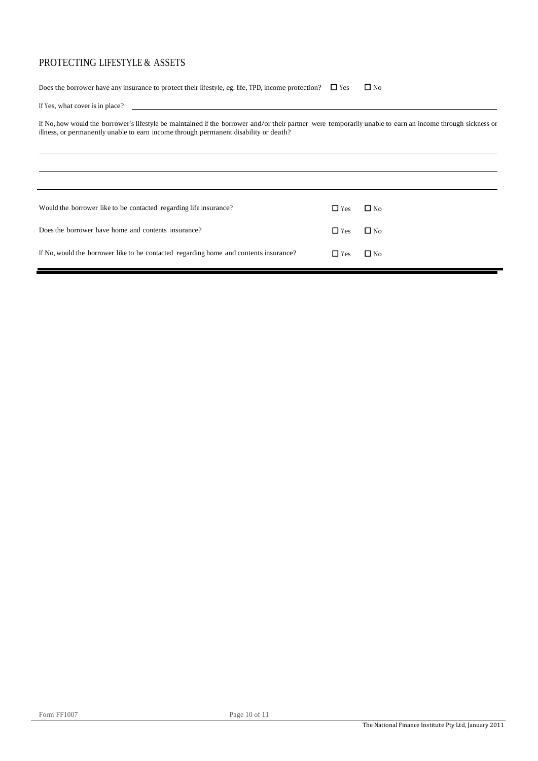## PROTECTING LIFESTYLE & ASSETS

Does the borrower have any insurance to protect their lifestyle, eg. life, TPD, income protection? ☐ Yes ☐ No

If Yes, what cover is in place? \_\_\_\_\_\_\_\_\_\_\_\_\_\_\_\_\_\_\_\_\_\_\_\_\_\_\_\_\_\_\_\_\_\_\_\_\_\_\_\_

If No, how would the borrower's lifestyle be maintained if the borrower and/or their partner were temporarily unable to earn an income through sickness or illness, or permanently unable to earn income through permanent disability or death?

\_\_\_\_\_\_\_\_\_\_\_\_\_\_\_\_\_\_\_\_\_\_\_\_\_\_\_\_\_\_\_\_\_\_\_\_\_\_\_\_\_\_\_\_\_\_\_\_\_\_\_\_\_\_\_\_

\_\_\_\_\_\_\_\_\_\_\_\_\_\_\_\_\_\_\_\_\_\_\_\_\_\_\_\_\_\_\_\_\_\_\_\_\_\_\_\_\_\_\_\_\_\_\_\_\_\_\_\_\_\_\_\_

\_\_\_\_\_\_\_\_\_\_\_\_\_\_\_\_\_\_\_\_\_\_\_\_\_\_\_\_\_\_\_\_\_\_\_\_\_\_\_\_\_\_\_\_\_\_\_\_\_\_\_\_\_\_\_\_

| | | |
|---|---|---|
| Would the borrower like to be contacted regarding life insurance? | ☐ Yes | ☐ No |
| Does the borrower have home and contents insurance? | ☐ Yes | ☐ No |
| If No, would the borrower like to be contacted regarding home and contents insurance? | ☐ Yes | ☐ No |

Form FF1007

The National Finance Institute Pty Ltd, January 2011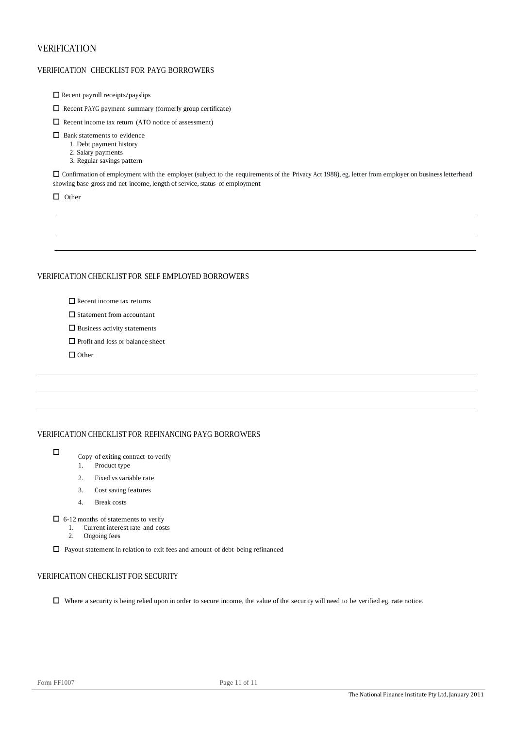# VERIFICATION

## VERIFICATION CHECKLIST FOR PAYG BORROWERS

- ☐ Recent payroll receipts/payslips
- ☐ Recent PAYG payment summary (formerly group certificate)
- ☐ Recent income tax return (ATO notice of assessment)
- ☐ Bank statements to evidence
  1. Debt payment history
  2. Salary payments
  3. Regular savings pattern
- ☐ Confirmation of employment with the employer (subject to the requirements of the Privacy Act 1988), eg. letter from employer on business letterhead showing base gross and net income, length of service, status of employment
- ☐ Other

______________________________________________________________________

______________________________________________________________________

______________________________________________________________________

## VERIFICATION CHECKLIST FOR SELF EMPLOYED BORROWERS

- ☐ Recent income tax returns
- ☐ Statement from accountant
- ☐ Business activity statements
- ☐ Profit and loss or balance sheet
- ☐ Other

______________________________________________________________________

______________________________________________________________________

______________________________________________________________________

## VERIFICATION CHECKLIST FOR REFINANCING PAYG BORROWERS

- ☐ Copy of exiting contract to verify
  1. Product type
  2. Fixed vs variable rate
  3. Cost saving features
  4. Break costs
- ☐ 6-12 months of statements to verify
  1. Current interest rate and costs
  2. Ongoing fees
- ☐ Payout statement in relation to exit fees and amount of debt being refinanced

## VERIFICATION CHECKLIST FOR SECURITY

- ☐ Where a security is being relied upon in order to secure income, the value of the security will need to be verified eg. rate notice.